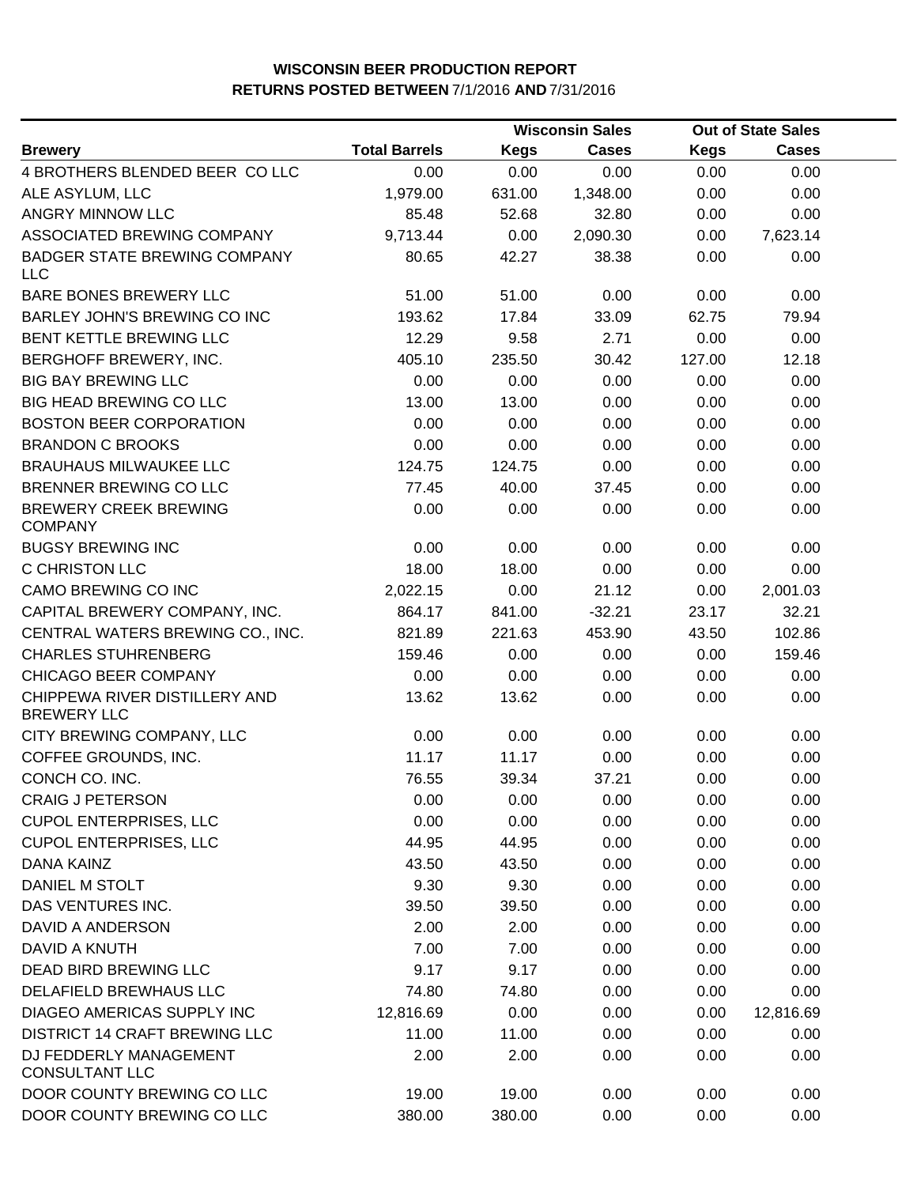# WISCONSIN BEER PRODUCTION REPORT
## RETURNS POSTED BETWEEN 7/1/2016 AND 7/31/2016

| Brewery | Total Barrels | Wisconsin Sales | | Out of State Sales | |
|---|---|---|---|---|---|
| | | Kegs | Cases | Kegs | Cases |
| 4 BROTHERS BLENDED BEER CO LLC | 0.00 | 0.00 | 0.00 | 0.00 | 0.00 |
| ALE ASYLUM, LLC | 1,979.00 | 631.00 | 1,348.00 | 0.00 | 0.00 |
| ANGRY MINNOW LLC | 85.48 | 52.68 | 32.80 | 0.00 | 0.00 |
| ASSOCIATED BREWING COMPANY | 9,713.44 | 0.00 | 2,090.30 | 0.00 | 7,623.14 |
| BADGER STATE BREWING COMPANY LLC | 80.65 | 42.27 | 38.38 | 0.00 | 0.00 |
| BARE BONES BREWERY LLC | 51.00 | 51.00 | 0.00 | 0.00 | 0.00 |
| BARLEY JOHN'S BREWING CO INC | 193.62 | 17.84 | 33.09 | 62.75 | 79.94 |
| BENT KETTLE BREWING LLC | 12.29 | 9.58 | 2.71 | 0.00 | 0.00 |
| BERGHOFF BREWERY, INC. | 405.10 | 235.50 | 30.42 | 127.00 | 12.18 |
| BIG BAY BREWING LLC | 0.00 | 0.00 | 0.00 | 0.00 | 0.00 |
| BIG HEAD BREWING CO LLC | 13.00 | 13.00 | 0.00 | 0.00 | 0.00 |
| BOSTON BEER CORPORATION | 0.00 | 0.00 | 0.00 | 0.00 | 0.00 |
| BRANDON C BROOKS | 0.00 | 0.00 | 0.00 | 0.00 | 0.00 |
| BRAUHAUS MILWAUKEE LLC | 124.75 | 124.75 | 0.00 | 0.00 | 0.00 |
| BRENNER BREWING CO LLC | 77.45 | 40.00 | 37.45 | 0.00 | 0.00 |
| BREWERY CREEK BREWING COMPANY | 0.00 | 0.00 | 0.00 | 0.00 | 0.00 |
| BUGSY BREWING INC | 0.00 | 0.00 | 0.00 | 0.00 | 0.00 |
| C CHRISTON LLC | 18.00 | 18.00 | 0.00 | 0.00 | 0.00 |
| CAMO BREWING CO INC | 2,022.15 | 0.00 | 21.12 | 0.00 | 2,001.03 |
| CAPITAL BREWERY COMPANY, INC. | 864.17 | 841.00 | -32.21 | 23.17 | 32.21 |
| CENTRAL WATERS BREWING CO., INC. | 821.89 | 221.63 | 453.90 | 43.50 | 102.86 |
| CHARLES STUHRENBERG | 159.46 | 0.00 | 0.00 | 0.00 | 159.46 |
| CHICAGO BEER COMPANY | 0.00 | 0.00 | 0.00 | 0.00 | 0.00 |
| CHIPPEWA RIVER DISTILLERY AND BREWERY LLC | 13.62 | 13.62 | 0.00 | 0.00 | 0.00 |
| CITY BREWING COMPANY, LLC | 0.00 | 0.00 | 0.00 | 0.00 | 0.00 |
| COFFEE GROUNDS, INC. | 11.17 | 11.17 | 0.00 | 0.00 | 0.00 |
| CONCH CO. INC. | 76.55 | 39.34 | 37.21 | 0.00 | 0.00 |
| CRAIG J PETERSON | 0.00 | 0.00 | 0.00 | 0.00 | 0.00 |
| CUPOL ENTERPRISES, LLC | 0.00 | 0.00 | 0.00 | 0.00 | 0.00 |
| CUPOL ENTERPRISES, LLC | 44.95 | 44.95 | 0.00 | 0.00 | 0.00 |
| DANA KAINZ | 43.50 | 43.50 | 0.00 | 0.00 | 0.00 |
| DANIEL M STOLT | 9.30 | 9.30 | 0.00 | 0.00 | 0.00 |
| DAS VENTURES INC. | 39.50 | 39.50 | 0.00 | 0.00 | 0.00 |
| DAVID A ANDERSON | 2.00 | 2.00 | 0.00 | 0.00 | 0.00 |
| DAVID A KNUTH | 7.00 | 7.00 | 0.00 | 0.00 | 0.00 |
| DEAD BIRD BREWING LLC | 9.17 | 9.17 | 0.00 | 0.00 | 0.00 |
| DELAFIELD BREWHAUS LLC | 74.80 | 74.80 | 0.00 | 0.00 | 0.00 |
| DIAGEO AMERICAS SUPPLY INC | 12,816.69 | 0.00 | 0.00 | 0.00 | 12,816.69 |
| DISTRICT 14 CRAFT BREWING LLC | 11.00 | 11.00 | 0.00 | 0.00 | 0.00 |
| DJ FEDDERLY MANAGEMENT CONSULTANT LLC | 2.00 | 2.00 | 0.00 | 0.00 | 0.00 |
| DOOR COUNTY BREWING CO LLC | 19.00 | 19.00 | 0.00 | 0.00 | 0.00 |
| DOOR COUNTY BREWING CO LLC | 380.00 | 380.00 | 0.00 | 0.00 | 0.00 |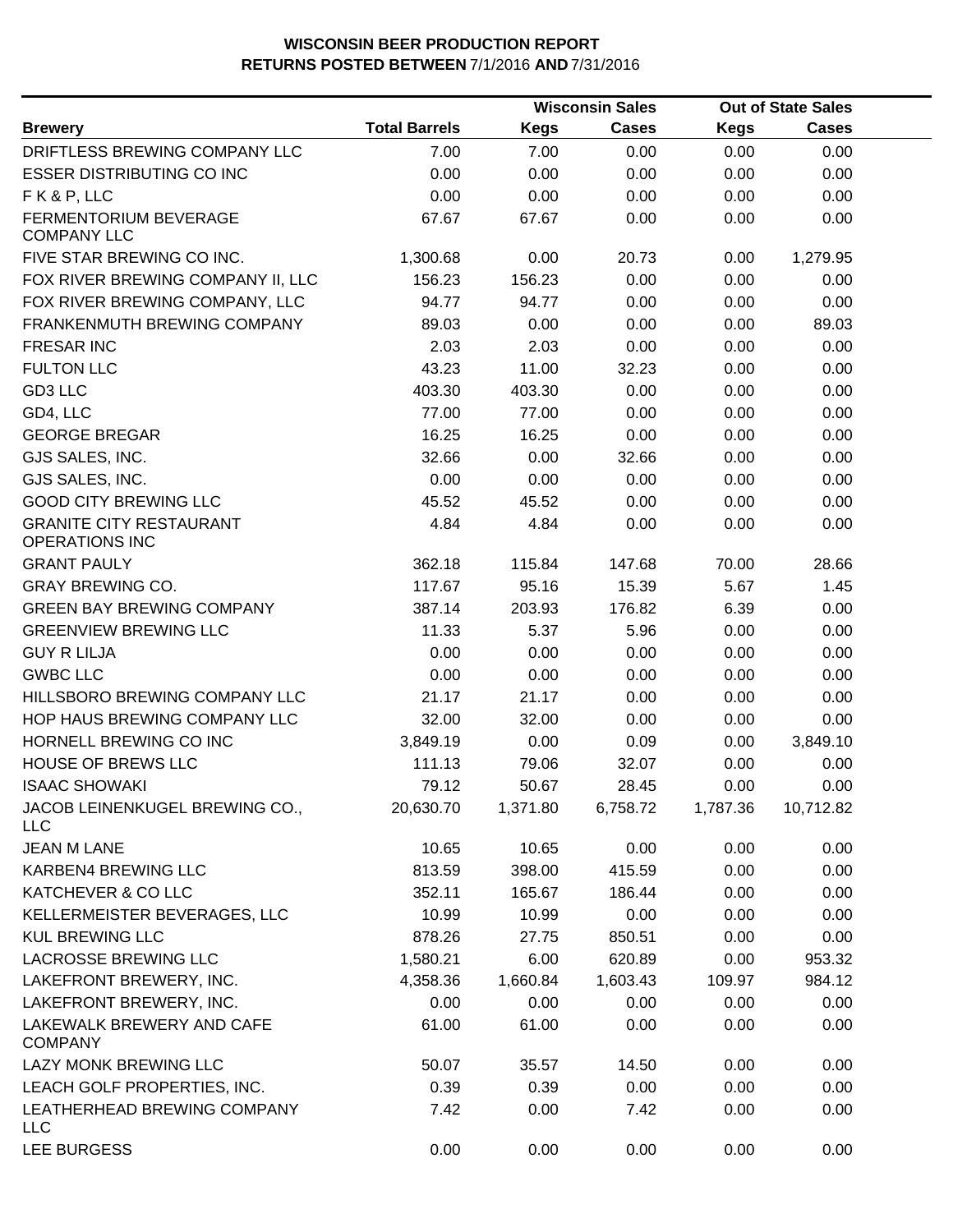# WISCONSIN BEER PRODUCTION REPORT
## RETURNS POSTED BETWEEN 7/1/2016 AND 7/31/2016

| | | Wisconsin Sales | | Out of State Sales | |
|---|---|---|---|---|---|
| **Brewery** | **Total Barrels** | **Kegs** | **Cases** | **Kegs** | **Cases** |
| DRIFTLESS BREWING COMPANY LLC | 7.00 | 7.00 | 0.00 | 0.00 | 0.00 |
| ESSER DISTRIBUTING CO INC | 0.00 | 0.00 | 0.00 | 0.00 | 0.00 |
| F K & P, LLC | 0.00 | 0.00 | 0.00 | 0.00 | 0.00 |
| FERMENTORIUM BEVERAGE COMPANY LLC | 67.67 | 67.67 | 0.00 | 0.00 | 0.00 |
| FIVE STAR BREWING CO INC. | 1,300.68 | 0.00 | 20.73 | 0.00 | 1,279.95 |
| FOX RIVER BREWING COMPANY II, LLC | 156.23 | 156.23 | 0.00 | 0.00 | 0.00 |
| FOX RIVER BREWING COMPANY, LLC | 94.77 | 94.77 | 0.00 | 0.00 | 0.00 |
| FRANKENMUTH BREWING COMPANY | 89.03 | 0.00 | 0.00 | 0.00 | 89.03 |
| FRESAR INC | 2.03 | 2.03 | 0.00 | 0.00 | 0.00 |
| FULTON LLC | 43.23 | 11.00 | 32.23 | 0.00 | 0.00 |
| GD3 LLC | 403.30 | 403.30 | 0.00 | 0.00 | 0.00 |
| GD4, LLC | 77.00 | 77.00 | 0.00 | 0.00 | 0.00 |
| GEORGE BREGAR | 16.25 | 16.25 | 0.00 | 0.00 | 0.00 |
| GJS SALES, INC. | 32.66 | 0.00 | 32.66 | 0.00 | 0.00 |
| GJS SALES, INC. | 0.00 | 0.00 | 0.00 | 0.00 | 0.00 |
| GOOD CITY BREWING LLC | 45.52 | 45.52 | 0.00 | 0.00 | 0.00 |
| GRANITE CITY RESTAURANT OPERATIONS INC | 4.84 | 4.84 | 0.00 | 0.00 | 0.00 |
| GRANT PAULY | 362.18 | 115.84 | 147.68 | 70.00 | 28.66 |
| GRAY BREWING CO. | 117.67 | 95.16 | 15.39 | 5.67 | 1.45 |
| GREEN BAY BREWING COMPANY | 387.14 | 203.93 | 176.82 | 6.39 | 0.00 |
| GREENVIEW BREWING LLC | 11.33 | 5.37 | 5.96 | 0.00 | 0.00 |
| GUY R LILJA | 0.00 | 0.00 | 0.00 | 0.00 | 0.00 |
| GWBC LLC | 0.00 | 0.00 | 0.00 | 0.00 | 0.00 |
| HILLSBORO BREWING COMPANY LLC | 21.17 | 21.17 | 0.00 | 0.00 | 0.00 |
| HOP HAUS BREWING COMPANY LLC | 32.00 | 32.00 | 0.00 | 0.00 | 0.00 |
| HORNELL BREWING CO INC | 3,849.19 | 0.00 | 0.09 | 0.00 | 3,849.10 |
| HOUSE OF BREWS LLC | 111.13 | 79.06 | 32.07 | 0.00 | 0.00 |
| ISAAC SHOWAKI | 79.12 | 50.67 | 28.45 | 0.00 | 0.00 |
| JACOB LEINENKUGEL BREWING CO., LLC | 20,630.70 | 1,371.80 | 6,758.72 | 1,787.36 | 10,712.82 |
| JEAN M LANE | 10.65 | 10.65 | 0.00 | 0.00 | 0.00 |
| KARBEN4 BREWING LLC | 813.59 | 398.00 | 415.59 | 0.00 | 0.00 |
| KATCHEVER & CO LLC | 352.11 | 165.67 | 186.44 | 0.00 | 0.00 |
| KELLERMEISTER BEVERAGES, LLC | 10.99 | 10.99 | 0.00 | 0.00 | 0.00 |
| KUL BREWING LLC | 878.26 | 27.75 | 850.51 | 0.00 | 0.00 |
| LACROSSE BREWING LLC | 1,580.21 | 6.00 | 620.89 | 0.00 | 953.32 |
| LAKEFRONT BREWERY, INC. | 4,358.36 | 1,660.84 | 1,603.43 | 109.97 | 984.12 |
| LAKEFRONT BREWERY, INC. | 0.00 | 0.00 | 0.00 | 0.00 | 0.00 |
| LAKEWALK BREWERY AND CAFE COMPANY | 61.00 | 61.00 | 0.00 | 0.00 | 0.00 |
| LAZY MONK BREWING LLC | 50.07 | 35.57 | 14.50 | 0.00 | 0.00 |
| LEACH GOLF PROPERTIES, INC. | 0.39 | 0.39 | 0.00 | 0.00 | 0.00 |
| LEATHERHEAD BREWING COMPANY LLC | 7.42 | 0.00 | 7.42 | 0.00 | 0.00 |
| LEE BURGESS | 0.00 | 0.00 | 0.00 | 0.00 | 0.00 |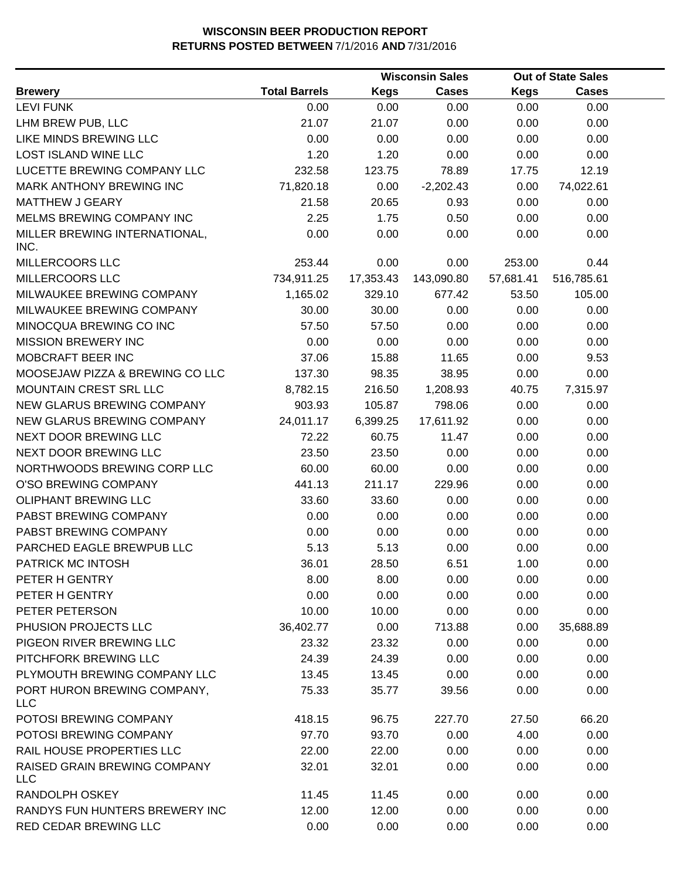**WISCONSIN BEER PRODUCTION REPORT**
**RETURNS POSTED BETWEEN** 7/1/2016 **AND** 7/31/2016

| | | Wisconsin Sales | | Out of State Sales | |
|---|---|---|---|---|---|
| **Brewery** | **Total Barrels** | **Kegs** | **Cases** | **Kegs** | **Cases** |
| LEVI FUNK | 0.00 | 0.00 | 0.00 | 0.00 | 0.00 |
| LHM BREW PUB, LLC | 21.07 | 21.07 | 0.00 | 0.00 | 0.00 |
| LIKE MINDS BREWING LLC | 0.00 | 0.00 | 0.00 | 0.00 | 0.00 |
| LOST ISLAND WINE LLC | 1.20 | 1.20 | 0.00 | 0.00 | 0.00 |
| LUCETTE BREWING COMPANY LLC | 232.58 | 123.75 | 78.89 | 17.75 | 12.19 |
| MARK ANTHONY BREWING INC | 71,820.18 | 0.00 | -2,202.43 | 0.00 | 74,022.61 |
| MATTHEW J GEARY | 21.58 | 20.65 | 0.93 | 0.00 | 0.00 |
| MELMS BREWING COMPANY INC | 2.25 | 1.75 | 0.50 | 0.00 | 0.00 |
| MILLER BREWING INTERNATIONAL, INC. | 0.00 | 0.00 | 0.00 | 0.00 | 0.00 |
| MILLERCOORS LLC | 253.44 | 0.00 | 0.00 | 253.00 | 0.44 |
| MILLERCOORS LLC | 734,911.25 | 17,353.43 | 143,090.80 | 57,681.41 | 516,785.61 |
| MILWAUKEE BREWING COMPANY | 1,165.02 | 329.10 | 677.42 | 53.50 | 105.00 |
| MILWAUKEE BREWING COMPANY | 30.00 | 30.00 | 0.00 | 0.00 | 0.00 |
| MINOCQUA BREWING CO INC | 57.50 | 57.50 | 0.00 | 0.00 | 0.00 |
| MISSION BREWERY INC | 0.00 | 0.00 | 0.00 | 0.00 | 0.00 |
| MOBCRAFT BEER INC | 37.06 | 15.88 | 11.65 | 0.00 | 9.53 |
| MOOSEJAW PIZZA & BREWING CO LLC | 137.30 | 98.35 | 38.95 | 0.00 | 0.00 |
| MOUNTAIN CREST SRL LLC | 8,782.15 | 216.50 | 1,208.93 | 40.75 | 7,315.97 |
| NEW GLARUS BREWING COMPANY | 903.93 | 105.87 | 798.06 | 0.00 | 0.00 |
| NEW GLARUS BREWING COMPANY | 24,011.17 | 6,399.25 | 17,611.92 | 0.00 | 0.00 |
| NEXT DOOR BREWING LLC | 72.22 | 60.75 | 11.47 | 0.00 | 0.00 |
| NEXT DOOR BREWING LLC | 23.50 | 23.50 | 0.00 | 0.00 | 0.00 |
| NORTHWOODS BREWING CORP LLC | 60.00 | 60.00 | 0.00 | 0.00 | 0.00 |
| O'SO BREWING COMPANY | 441.13 | 211.17 | 229.96 | 0.00 | 0.00 |
| OLIPHANT BREWING LLC | 33.60 | 33.60 | 0.00 | 0.00 | 0.00 |
| PABST BREWING COMPANY | 0.00 | 0.00 | 0.00 | 0.00 | 0.00 |
| PABST BREWING COMPANY | 0.00 | 0.00 | 0.00 | 0.00 | 0.00 |
| PARCHED EAGLE BREWPUB LLC | 5.13 | 5.13 | 0.00 | 0.00 | 0.00 |
| PATRICK MC INTOSH | 36.01 | 28.50 | 6.51 | 1.00 | 0.00 |
| PETER H GENTRY | 8.00 | 8.00 | 0.00 | 0.00 | 0.00 |
| PETER H GENTRY | 0.00 | 0.00 | 0.00 | 0.00 | 0.00 |
| PETER PETERSON | 10.00 | 10.00 | 0.00 | 0.00 | 0.00 |
| PHUSION PROJECTS LLC | 36,402.77 | 0.00 | 713.88 | 0.00 | 35,688.89 |
| PIGEON RIVER BREWING LLC | 23.32 | 23.32 | 0.00 | 0.00 | 0.00 |
| PITCHFORK BREWING LLC | 24.39 | 24.39 | 0.00 | 0.00 | 0.00 |
| PLYMOUTH BREWING COMPANY LLC | 13.45 | 13.45 | 0.00 | 0.00 | 0.00 |
| PORT HURON BREWING COMPANY, LLC | 75.33 | 35.77 | 39.56 | 0.00 | 0.00 |
| POTOSI BREWING COMPANY | 418.15 | 96.75 | 227.70 | 27.50 | 66.20 |
| POTOSI BREWING COMPANY | 97.70 | 93.70 | 0.00 | 4.00 | 0.00 |
| RAIL HOUSE PROPERTIES LLC | 22.00 | 22.00 | 0.00 | 0.00 | 0.00 |
| RAISED GRAIN BREWING COMPANY LLC | 32.01 | 32.01 | 0.00 | 0.00 | 0.00 |
| RANDOLPH OSKEY | 11.45 | 11.45 | 0.00 | 0.00 | 0.00 |
| RANDYS FUN HUNTERS BREWERY INC | 12.00 | 12.00 | 0.00 | 0.00 | 0.00 |
| RED CEDAR BREWING LLC | 0.00 | 0.00 | 0.00 | 0.00 | 0.00 |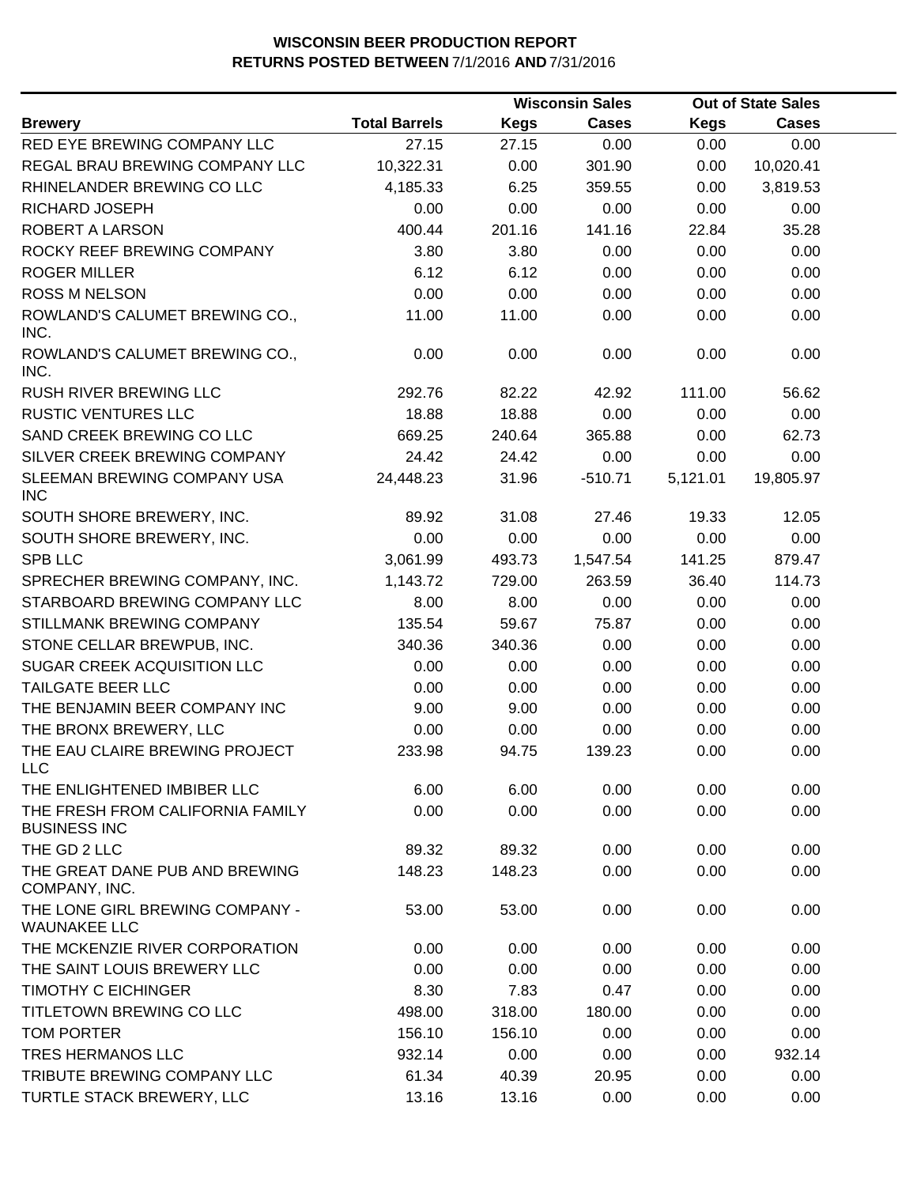**WISCONSIN BEER PRODUCTION REPORT**
**RETURNS POSTED BETWEEN** 7/1/2016 **AND** 7/31/2016

| | | Wisconsin Sales | | Out of State Sales | |
|---|---|---|---|---|---|
| **Brewery** | **Total Barrels** | **Kegs** | **Cases** | **Kegs** | **Cases** |
| RED EYE BREWING COMPANY LLC | 27.15 | 27.15 | 0.00 | 0.00 | 0.00 |
| REGAL BRAU BREWING COMPANY LLC | 10,322.31 | 0.00 | 301.90 | 0.00 | 10,020.41 |
| RHINELANDER BREWING CO LLC | 4,185.33 | 6.25 | 359.55 | 0.00 | 3,819.53 |
| RICHARD JOSEPH | 0.00 | 0.00 | 0.00 | 0.00 | 0.00 |
| ROBERT A LARSON | 400.44 | 201.16 | 141.16 | 22.84 | 35.28 |
| ROCKY REEF BREWING COMPANY | 3.80 | 3.80 | 0.00 | 0.00 | 0.00 |
| ROGER MILLER | 6.12 | 6.12 | 0.00 | 0.00 | 0.00 |
| ROSS M NELSON | 0.00 | 0.00 | 0.00 | 0.00 | 0.00 |
| ROWLAND'S CALUMET BREWING CO., INC. | 11.00 | 11.00 | 0.00 | 0.00 | 0.00 |
| ROWLAND'S CALUMET BREWING CO., INC. | 0.00 | 0.00 | 0.00 | 0.00 | 0.00 |
| RUSH RIVER BREWING LLC | 292.76 | 82.22 | 42.92 | 111.00 | 56.62 |
| RUSTIC VENTURES LLC | 18.88 | 18.88 | 0.00 | 0.00 | 0.00 |
| SAND CREEK BREWING CO LLC | 669.25 | 240.64 | 365.88 | 0.00 | 62.73 |
| SILVER CREEK BREWING COMPANY | 24.42 | 24.42 | 0.00 | 0.00 | 0.00 |
| SLEEMAN BREWING COMPANY USA INC | 24,448.23 | 31.96 | -510.71 | 5,121.01 | 19,805.97 |
| SOUTH SHORE BREWERY, INC. | 89.92 | 31.08 | 27.46 | 19.33 | 12.05 |
| SOUTH SHORE BREWERY, INC. | 0.00 | 0.00 | 0.00 | 0.00 | 0.00 |
| SPB LLC | 3,061.99 | 493.73 | 1,547.54 | 141.25 | 879.47 |
| SPRECHER BREWING COMPANY, INC. | 1,143.72 | 729.00 | 263.59 | 36.40 | 114.73 |
| STARBOARD BREWING COMPANY LLC | 8.00 | 8.00 | 0.00 | 0.00 | 0.00 |
| STILLMANK BREWING COMPANY | 135.54 | 59.67 | 75.87 | 0.00 | 0.00 |
| STONE CELLAR BREWPUB, INC. | 340.36 | 340.36 | 0.00 | 0.00 | 0.00 |
| SUGAR CREEK ACQUISITION LLC | 0.00 | 0.00 | 0.00 | 0.00 | 0.00 |
| TAILGATE BEER LLC | 0.00 | 0.00 | 0.00 | 0.00 | 0.00 |
| THE BENJAMIN BEER COMPANY INC | 9.00 | 9.00 | 0.00 | 0.00 | 0.00 |
| THE BRONX BREWERY, LLC | 0.00 | 0.00 | 0.00 | 0.00 | 0.00 |
| THE EAU CLAIRE BREWING PROJECT LLC | 233.98 | 94.75 | 139.23 | 0.00 | 0.00 |
| THE ENLIGHTENED IMBIBER LLC | 6.00 | 6.00 | 0.00 | 0.00 | 0.00 |
| THE FRESH FROM CALIFORNIA FAMILY BUSINESS INC | 0.00 | 0.00 | 0.00 | 0.00 | 0.00 |
| THE GD 2 LLC | 89.32 | 89.32 | 0.00 | 0.00 | 0.00 |
| THE GREAT DANE PUB AND BREWING COMPANY, INC. | 148.23 | 148.23 | 0.00 | 0.00 | 0.00 |
| THE LONE GIRL BREWING COMPANY - WAUNAKEE LLC | 53.00 | 53.00 | 0.00 | 0.00 | 0.00 |
| THE MCKENZIE RIVER CORPORATION | 0.00 | 0.00 | 0.00 | 0.00 | 0.00 |
| THE SAINT LOUIS BREWERY LLC | 0.00 | 0.00 | 0.00 | 0.00 | 0.00 |
| TIMOTHY C EICHINGER | 8.30 | 7.83 | 0.47 | 0.00 | 0.00 |
| TITLETOWN BREWING CO LLC | 498.00 | 318.00 | 180.00 | 0.00 | 0.00 |
| TOM PORTER | 156.10 | 156.10 | 0.00 | 0.00 | 0.00 |
| TRES HERMANOS LLC | 932.14 | 0.00 | 0.00 | 0.00 | 932.14 |
| TRIBUTE BREWING COMPANY LLC | 61.34 | 40.39 | 20.95 | 0.00 | 0.00 |
| TURTLE STACK BREWERY, LLC | 13.16 | 13.16 | 0.00 | 0.00 | 0.00 |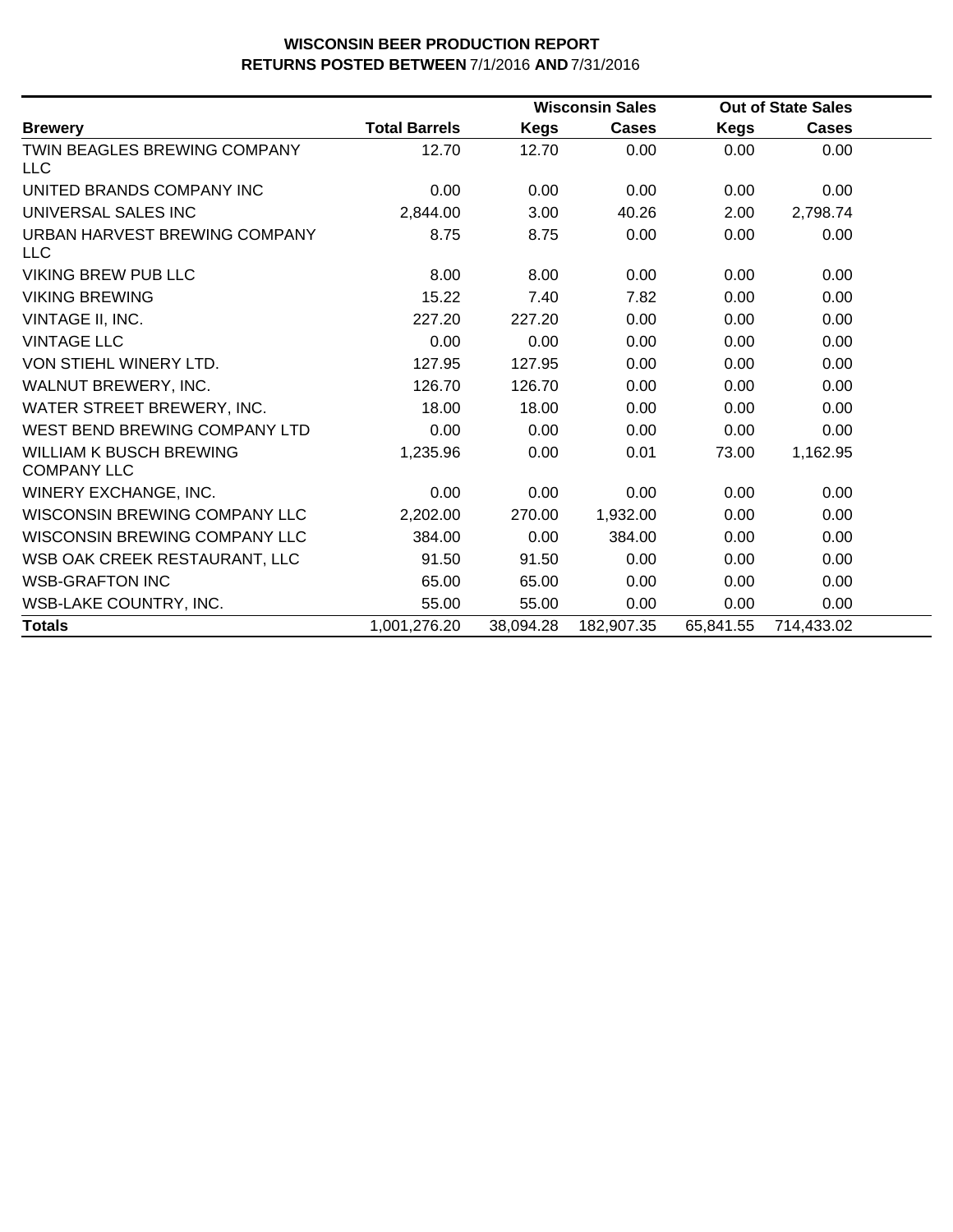**WISCONSIN BEER PRODUCTION REPORT**
**RETURNS POSTED BETWEEN** 7/1/2016 **AND** 7/31/2016

| | | Wisconsin Sales | | Out of State Sales | |
|---|---|---|---|---|---|
| **Brewery** | **Total Barrels** | **Kegs** | **Cases** | **Kegs** | **Cases** |
| TWIN BEAGLES BREWING COMPANY LLC | 12.70 | 12.70 | 0.00 | 0.00 | 0.00 |
| UNITED BRANDS COMPANY INC | 0.00 | 0.00 | 0.00 | 0.00 | 0.00 |
| UNIVERSAL SALES INC | 2,844.00 | 3.00 | 40.26 | 2.00 | 2,798.74 |
| URBAN HARVEST BREWING COMPANY LLC | 8.75 | 8.75 | 0.00 | 0.00 | 0.00 |
| VIKING BREW PUB LLC | 8.00 | 8.00 | 0.00 | 0.00 | 0.00 |
| VIKING BREWING | 15.22 | 7.40 | 7.82 | 0.00 | 0.00 |
| VINTAGE II, INC. | 227.20 | 227.20 | 0.00 | 0.00 | 0.00 |
| VINTAGE LLC | 0.00 | 0.00 | 0.00 | 0.00 | 0.00 |
| VON STIEHL WINERY LTD. | 127.95 | 127.95 | 0.00 | 0.00 | 0.00 |
| WALNUT BREWERY, INC. | 126.70 | 126.70 | 0.00 | 0.00 | 0.00 |
| WATER STREET BREWERY, INC. | 18.00 | 18.00 | 0.00 | 0.00 | 0.00 |
| WEST BEND BREWING COMPANY LTD | 0.00 | 0.00 | 0.00 | 0.00 | 0.00 |
| WILLIAM K BUSCH BREWING COMPANY LLC | 1,235.96 | 0.00 | 0.01 | 73.00 | 1,162.95 |
| WINERY EXCHANGE, INC. | 0.00 | 0.00 | 0.00 | 0.00 | 0.00 |
| WISCONSIN BREWING COMPANY LLC | 2,202.00 | 270.00 | 1,932.00 | 0.00 | 0.00 |
| WISCONSIN BREWING COMPANY LLC | 384.00 | 0.00 | 384.00 | 0.00 | 0.00 |
| WSB OAK CREEK RESTAURANT, LLC | 91.50 | 91.50 | 0.00 | 0.00 | 0.00 |
| WSB-GRAFTON INC | 65.00 | 65.00 | 0.00 | 0.00 | 0.00 |
| WSB-LAKE COUNTRY, INC. | 55.00 | 55.00 | 0.00 | 0.00 | 0.00 |
| **Totals** | 1,001,276.20 | 38,094.28 | 182,907.35 | 65,841.55 | 714,433.02 |